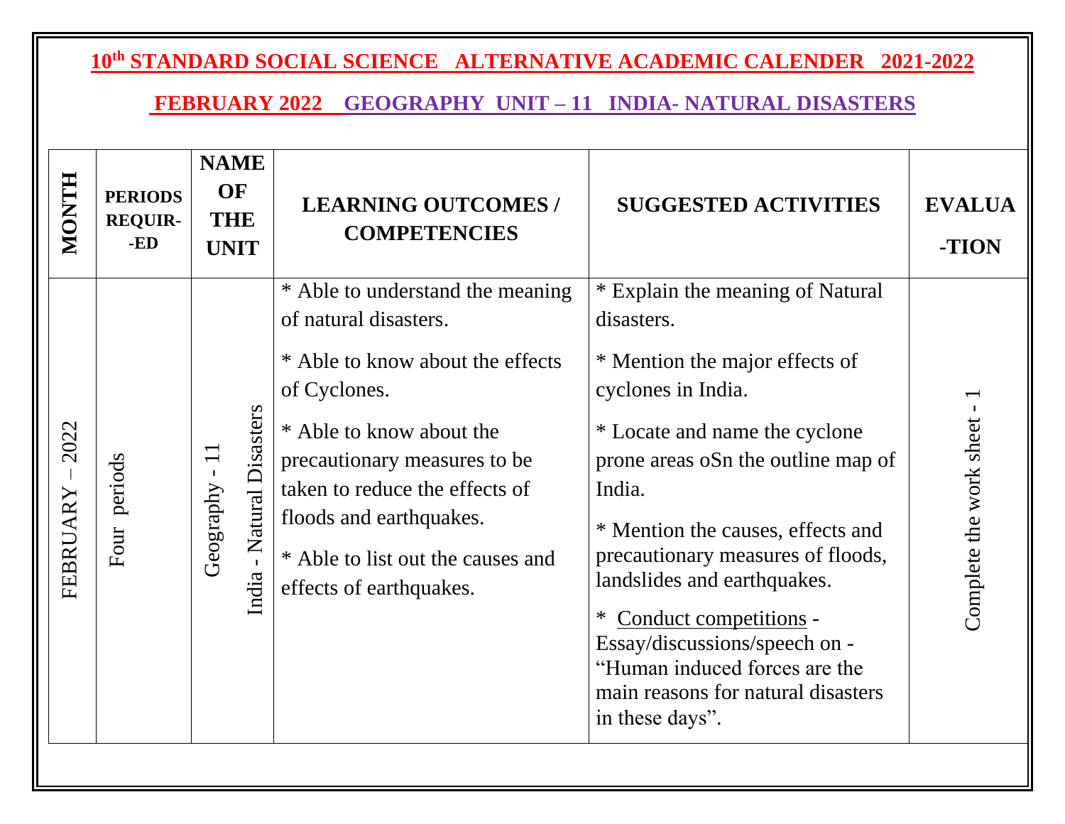# 10th STANDARD SOCIAL SCIENCE ALTERNATIVE ACADEMIC CALENDER 2021-2022

## FEBRUARY 2022 GEOGRAPHY UNIT – 11 INDIA- NATURAL DISASTERS

| MONTH | PERIODS REQUIR- -ED | NAME OF THE UNIT | LEARNING OUTCOMES / COMPETENCIES | SUGGESTED ACTIVITIES | EVALUA -TION |
| --- | --- | --- | --- | --- | --- |
| FEBRUARY – 2022 | Four periods | Geography - 11 India - Natural Disasters | * Able to understand the meaning of natural disasters.<br>* Able to know about the effects of Cyclones.<br>* Able to know about the precautionary measures to be taken to reduce the effects of floods and earthquakes.<br>* Able to list out the causes and effects of earthquakes. | * Explain the meaning of Natural disasters.<br>* Mention the major effects of cyclones in India.<br>* Locate and name the cyclone prone areas oSn the outline map of India.<br>* Mention the causes, effects and precautionary measures of floods, landslides and earthquakes.<br>* Conduct competitions - Essay/discussions/speech on - "Human induced forces are the main reasons for natural disasters in these days". | Complete the work sheet - 1 |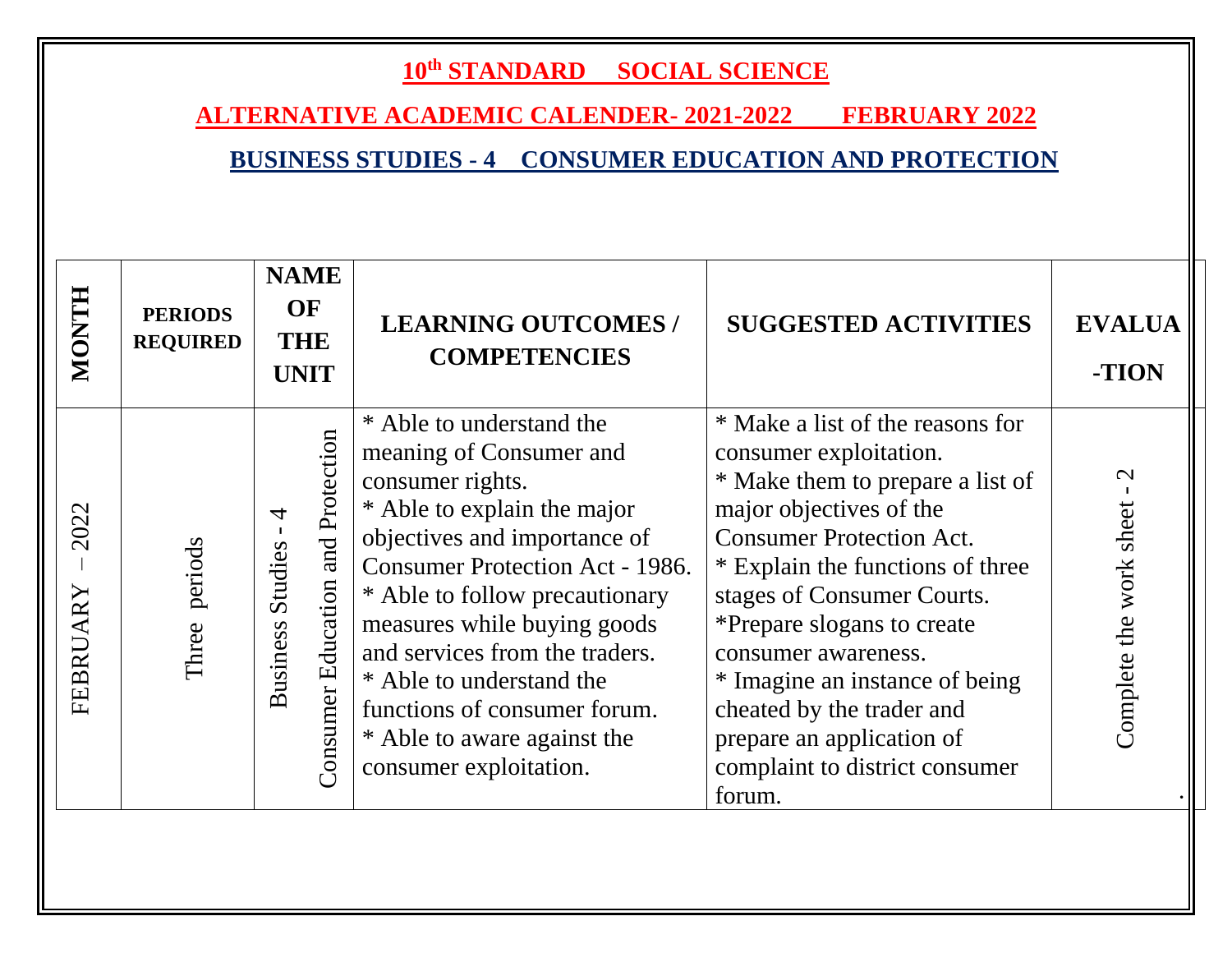**10th STANDARD    SOCIAL SCIENCE**

**ALTERNATIVE ACADEMIC CALENDER- 2021-2022    FEBRUARY 2022**

**BUSINESS STUDIES - 4   CONSUMER EDUCATION AND PROTECTION**

| MONTH | PERIODS REQUIRED | NAME OF THE UNIT | LEARNING OUTCOMES / COMPETENCIES | SUGGESTED ACTIVITIES | EVALUATION |
|---|---|---|---|---|---|
| FEBRUARY – 2022 | Three periods | Business Studies - 4 Consumer Education and Protection | * Able to understand the meaning of Consumer and consumer rights.<br>* Able to explain the major objectives and importance of Consumer Protection Act - 1986.<br>* Able to follow precautionary measures while buying goods and services from the traders.<br>* Able to understand the functions of consumer forum.<br>* Able to aware against the consumer exploitation. | * Make a list of the reasons for consumer exploitation.<br>* Make them to prepare a list of major objectives of the Consumer Protection Act.<br>* Explain the functions of three stages of Consumer Courts.<br>*Prepare slogans to create consumer awareness.<br>* Imagine an instance of being cheated by the trader and prepare an application of complaint to district consumer forum. | Complete the work sheet - 2 |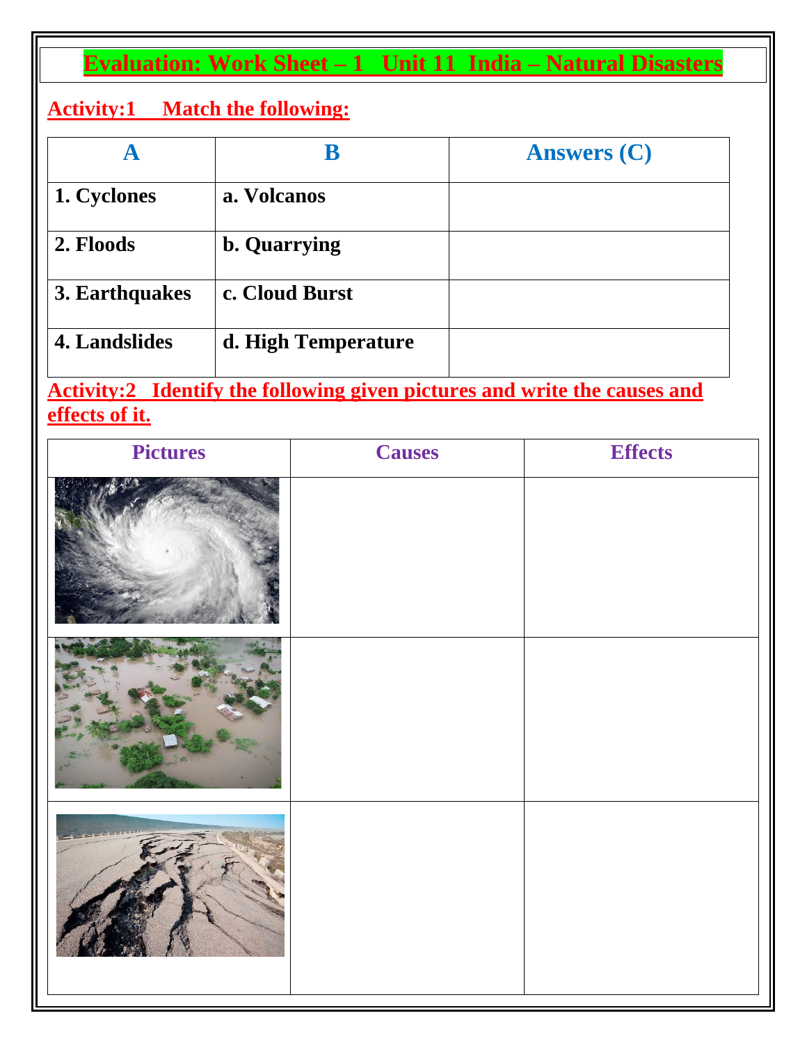# Evaluation: Work Sheet – 1 Unit 11 India – Natural Disasters

## Activity:1 Match the following:

| A | B | Answers (C) |
|---|---|---|
| 1. Cyclones | a. Volcanos | |
| 2. Floods | b. Quarrying | |
| 3. Earthquakes | c. Cloud Burst | |
| 4. Landslides | d. High Temperature | |

## Activity:2 Identify the following given pictures and write the causes and effects of it.

| Pictures | Causes | Effects |
|---|---|---|
| | | |
| | | |
| | | |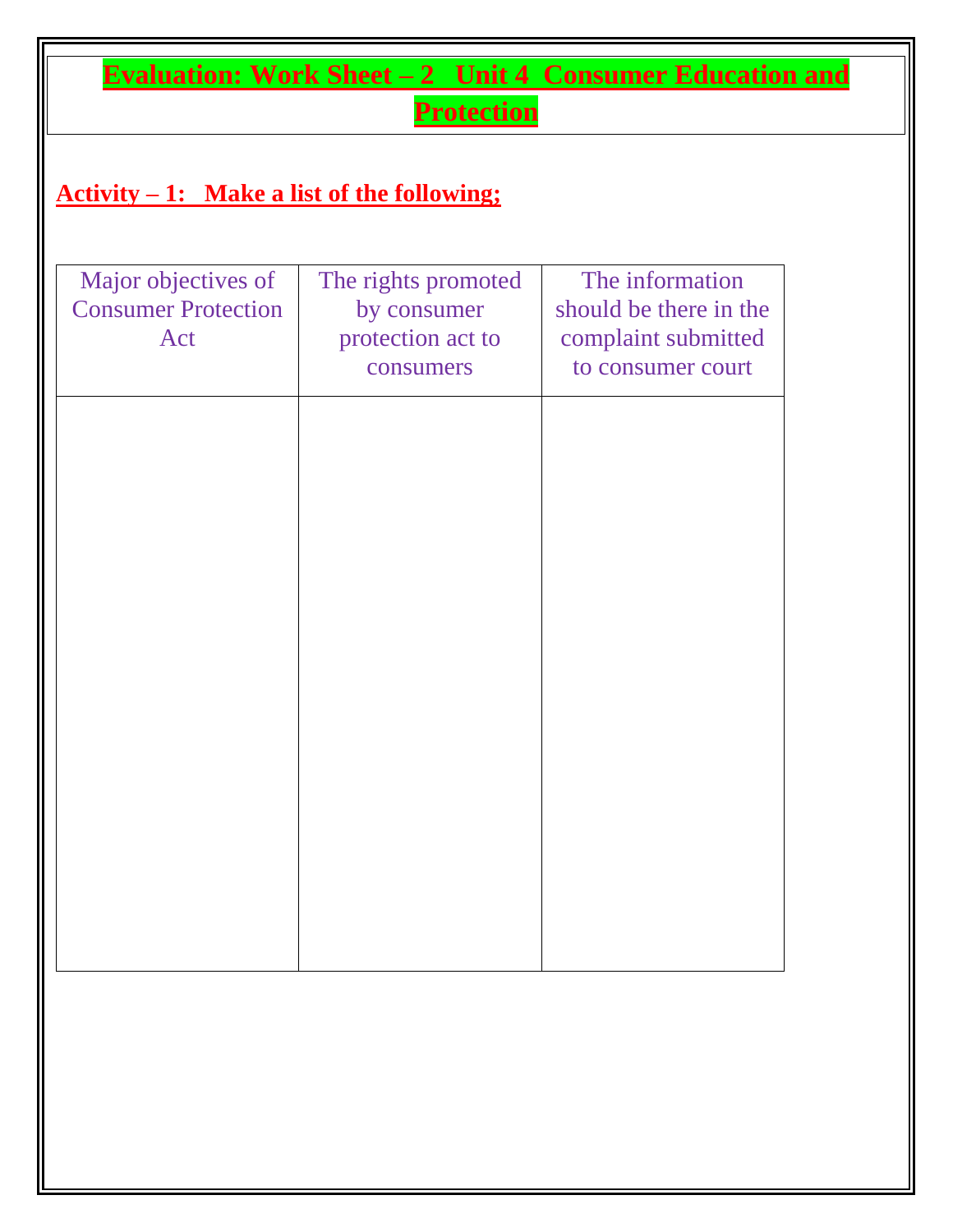# Evaluation: Work Sheet – 2 Unit 4 Consumer Education and Protection

**Activity – 1: Make a list of the following;**

| Major objectives of Consumer Protection Act | The rights promoted by consumer protection act to consumers | The information should be there in the complaint submitted to consumer court |
| --- | --- | --- |
| | | |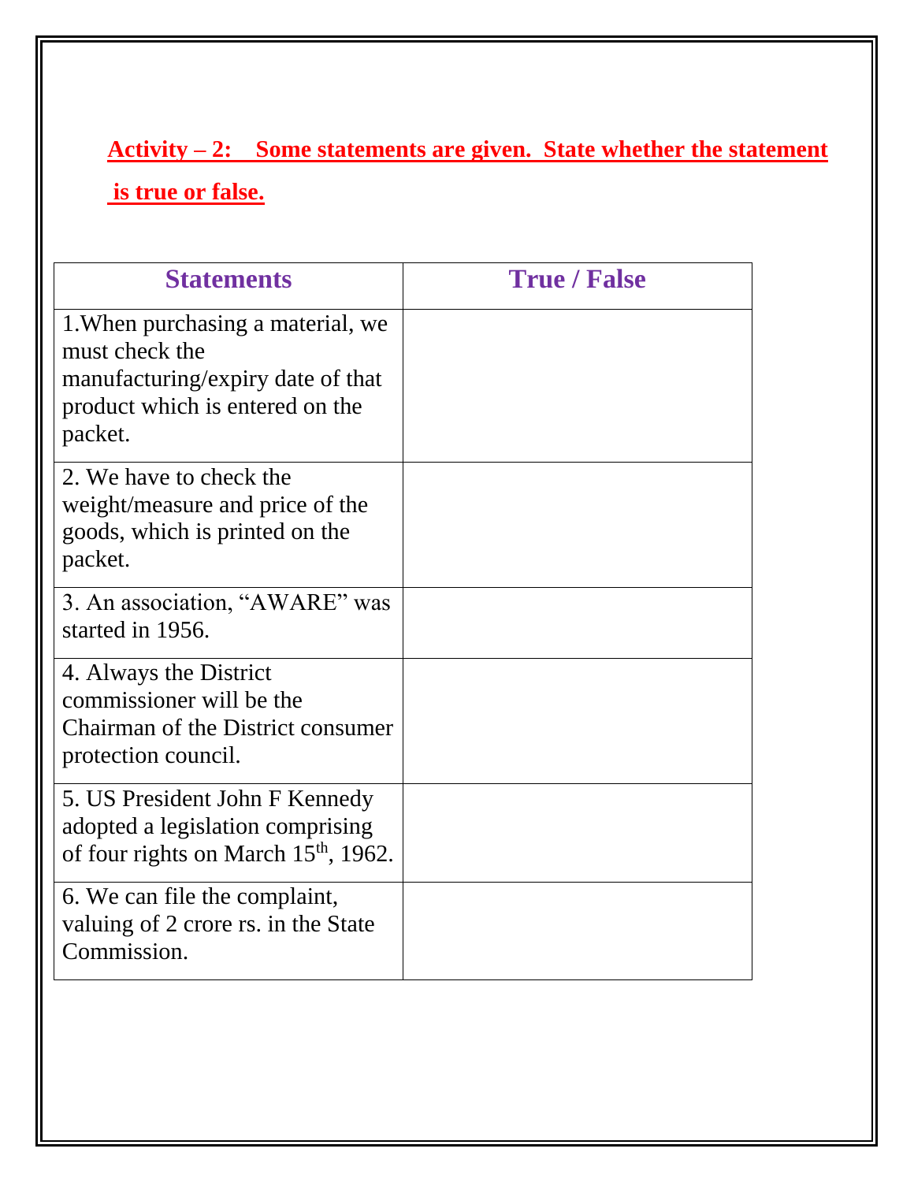**Activity – 2: Some statements are given. State whether the statement is true or false.**

| Statements | True / False |
|---|---|
| 1.When purchasing a material, we must check the manufacturing/expiry date of that product which is entered on the packet. | |
| 2. We have to check the weight/measure and price of the goods, which is printed on the packet. | |
| 3. An association, "AWARE" was started in 1956. | |
| 4. Always the District commissioner will be the Chairman of the District consumer protection council. | |
| 5. US President John F Kennedy adopted a legislation comprising of four rights on March 15th, 1962. | |
| 6. We can file the complaint, valuing of 2 crore rs. in the State Commission. | |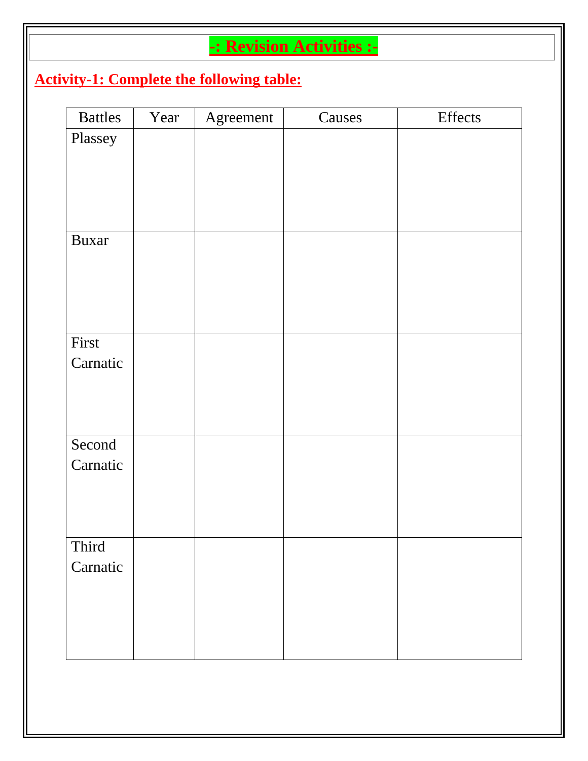# -: Revision Activities :-

## Activity-1: Complete the following table:

| Battles | Year | Agreement | Causes | Effects |
|---|---|---|---|---|
| Plassey | | | | |
| Buxar | | | | |
| First Carnatic | | | | |
| Second Carnatic | | | | |
| Third Carnatic | | | | |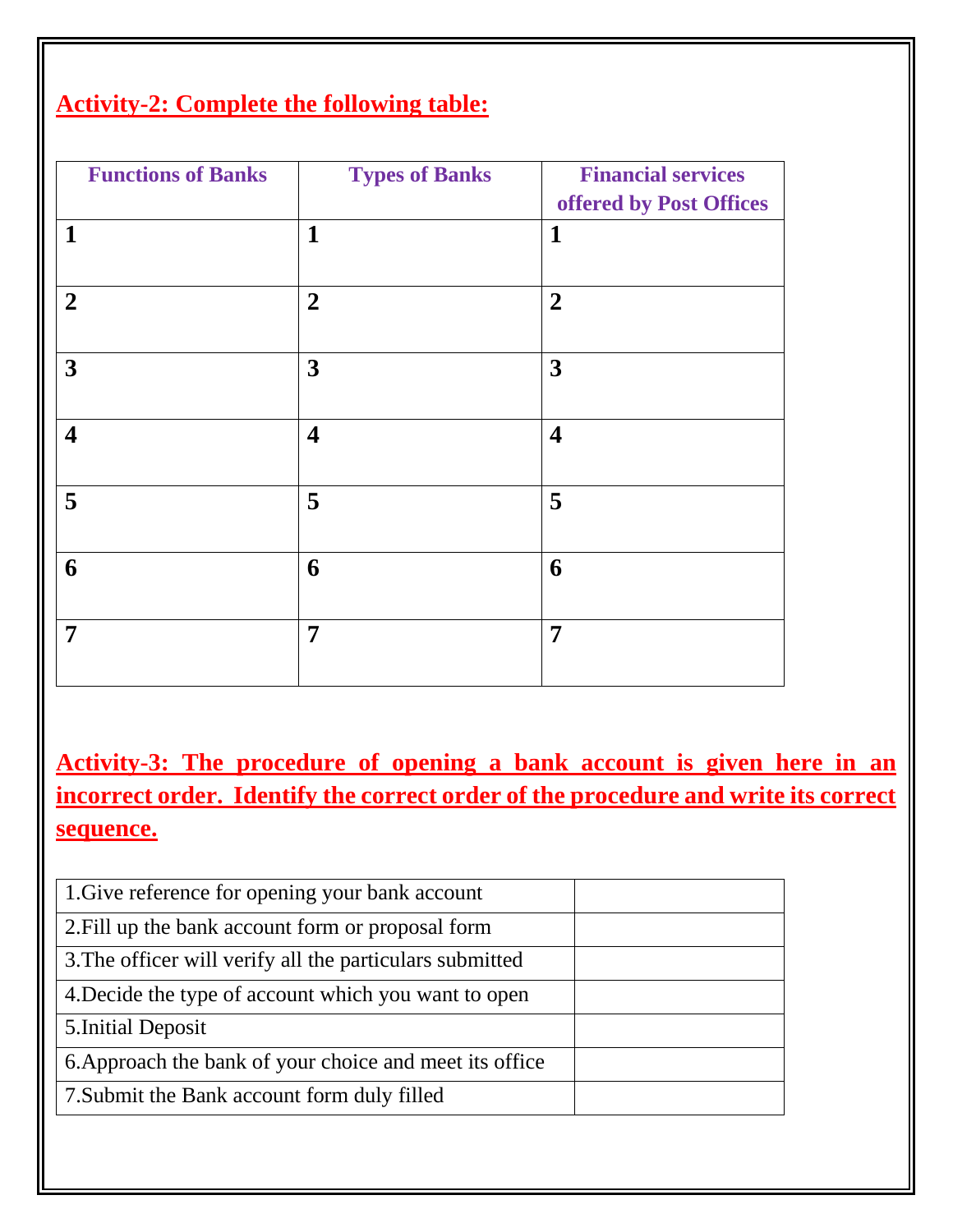## Activity-2: Complete the following table:

| Functions of Banks | Types of Banks | Financial services offered by Post Offices |
|---|---|---|
| 1 | 1 | 1 |
| 2 | 2 | 2 |
| 3 | 3 | 3 |
| 4 | 4 | 4 |
| 5 | 5 | 5 |
| 6 | 6 | 6 |
| 7 | 7 | 7 |

## Activity-3: The procedure of opening a bank account is given here in an incorrect order. Identify the correct order of the procedure and write its correct sequence.

| | |
|---|---|
| 1.Give reference for opening your bank account | |
| 2.Fill up the bank account form or proposal form | |
| 3.The officer will verify all the particulars submitted | |
| 4.Decide the type of account which you want to open | |
| 5.Initial Deposit | |
| 6.Approach the bank of your choice and meet its office | |
| 7.Submit the Bank account form duly filled | |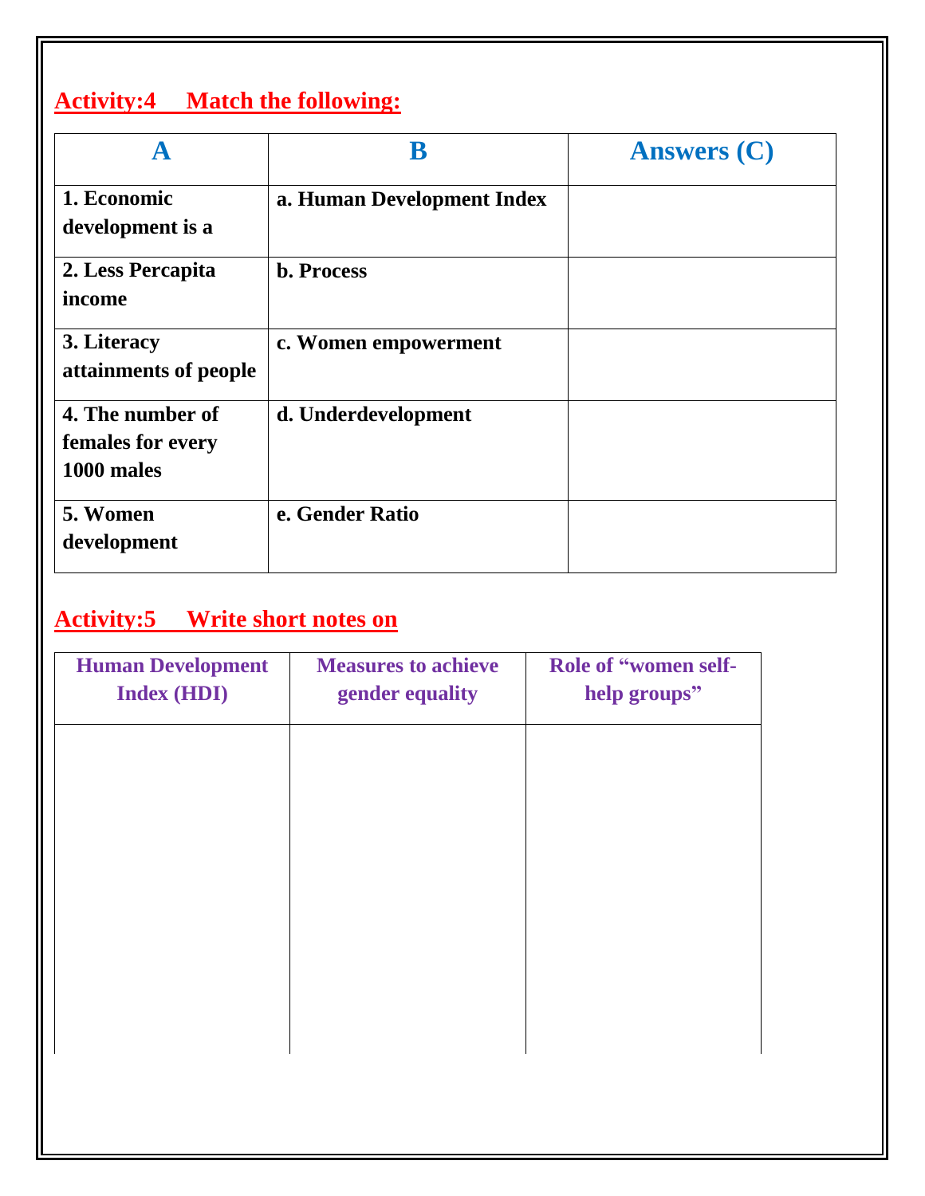## Activity:4 Match the following:

| A | B | Answers (C) |
|---|---|---|
| **1. Economic development is a** | **a. Human Development Index** | |
| **2. Less Percapita income** | **b. Process** | |
| **3. Literacy attainments of people** | **c. Women empowerment** | |
| **4. The number of females for every 1000 males** | **d. Underdevelopment** | |
| **5. Women development** | **e. Gender Ratio** | |

## Activity:5 Write short notes on

| Human Development Index (HDI) | Measures to achieve gender equality | Role of "women self-help groups" |
|---|---|---|
| | | |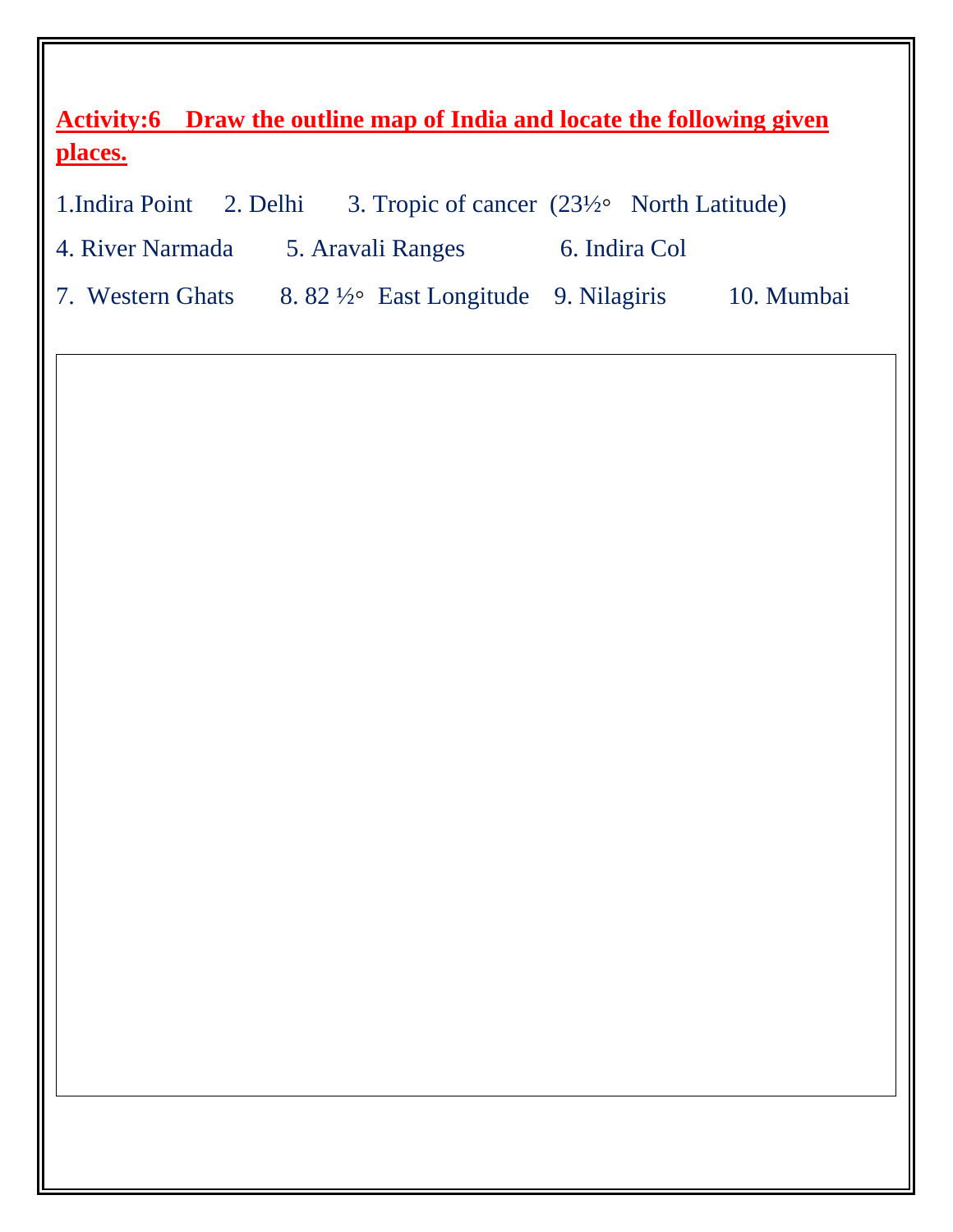**Activity:6 Draw the outline map of India and locate the following given places.**

1.Indira Point 2. Delhi 3. Tropic of cancer (23½° North Latitude)

4. River Narmada 5. Aravali Ranges 6. Indira Col

7. Western Ghats 8. 82 ½° East Longitude 9. Nilagiris 10. Mumbai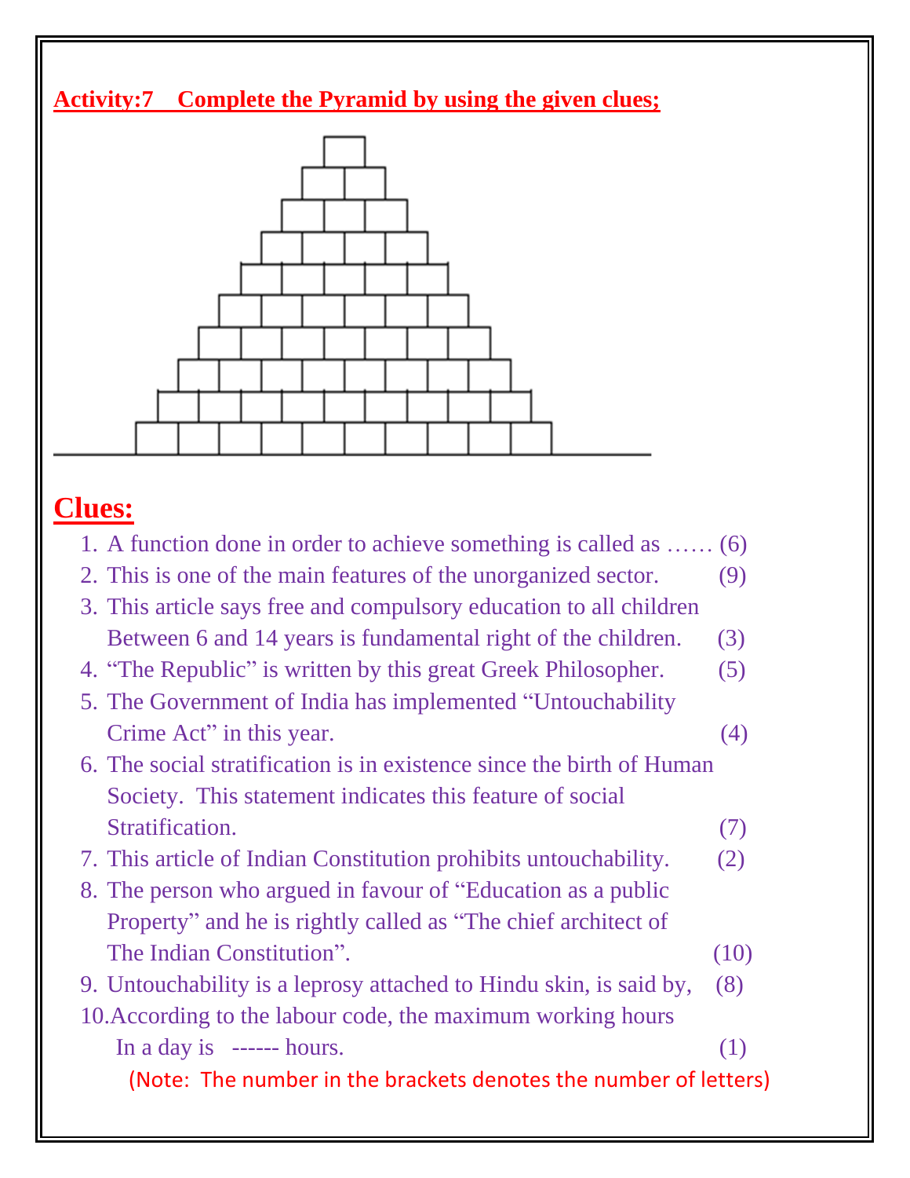**Activity:7 Complete the Pyramid by using the given clues;**

## Clues:

1. A function done in order to achieve something is called as …… (6)
2. This is one of the main features of the unorganized sector. (9)
3. This article says free and compulsory education to all children Between 6 and 14 years is fundamental right of the children. (3)
4. "The Republic" is written by this great Greek Philosopher. (5)
5. The Government of India has implemented "Untouchability Crime Act" in this year. (4)
6. The social stratification is in existence since the birth of Human Society. This statement indicates this feature of social Stratification. (7)
7. This article of Indian Constitution prohibits untouchability. (2)
8. The person who argued in favour of "Education as a public Property" and he is rightly called as "The chief architect of The Indian Constitution". (10)
9. Untouchability is a leprosy attached to Hindu skin, is said by, (8)
10. According to the labour code, the maximum working hours In a day is ------ hours. (1)

(Note: The number in the brackets denotes the number of letters)